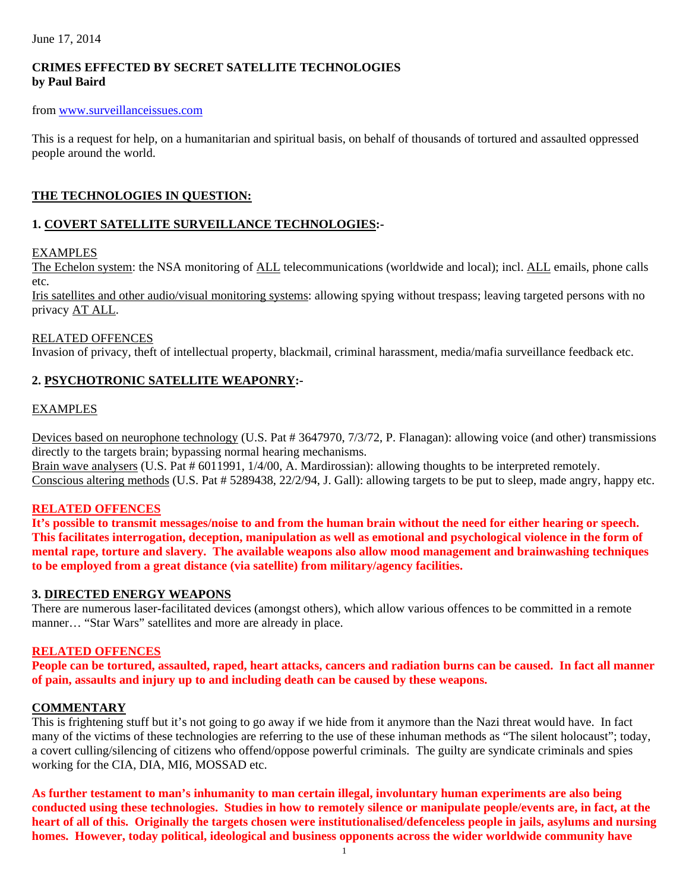June 17, 2014

**CRIMES EFFECTED BY SECRET SATELLITE TECHNOLOGIES**
**by Paul Baird**

from www.surveillanceissues.com

This is a request for help, on a humanitarian and spiritual basis, on behalf of thousands of tortured and assaulted oppressed people around the world.

## THE TECHNOLOGIES IN QUESTION:

### 1. COVERT SATELLITE SURVEILLANCE TECHNOLOGIES:-

EXAMPLES

The Echelon system: the NSA monitoring of ALL telecommunications (worldwide and local); incl. ALL emails, phone calls etc.
Iris satellites and other audio/visual monitoring systems: allowing spying without trespass; leaving targeted persons with no privacy AT ALL.

RELATED OFFENCES

Invasion of privacy, theft of intellectual property, blackmail, criminal harassment, media/mafia surveillance feedback etc.

### 2. PSYCHOTRONIC SATELLITE WEAPONRY:-

EXAMPLES

Devices based on neurophone technology (U.S. Pat # 3647970, 7/3/72, P. Flanagan): allowing voice (and other) transmissions directly to the targets brain; bypassing normal hearing mechanisms.
Brain wave analysers (U.S. Pat # 6011991, 1/4/00, A. Mardirossian): allowing thoughts to be interpreted remotely.
Conscious altering methods (U.S. Pat # 5289438, 22/2/94, J. Gall): allowing targets to be put to sleep, made angry, happy etc.

**RELATED OFFENCES**

**It's possible to transmit messages/noise to and from the human brain without the need for either hearing or speech. This facilitates interrogation, deception, manipulation as well as emotional and psychological violence in the form of mental rape, torture and slavery. The available weapons also allow mood management and brainwashing techniques to be employed from a great distance (via satellite) from military/agency facilities.**

### 3. DIRECTED ENERGY WEAPONS

There are numerous laser-facilitated devices (amongst others), which allow various offences to be committed in a remote manner… "Star Wars" satellites and more are already in place.

**RELATED OFFENCES**

**People can be tortured, assaulted, raped, heart attacks, cancers and radiation burns can be caused. In fact all manner of pain, assaults and injury up to and including death can be caused by these weapons.**

**COMMENTARY**

This is frightening stuff but it's not going to go away if we hide from it anymore than the Nazi threat would have. In fact many of the victims of these technologies are referring to the use of these inhuman methods as "The silent holocaust"; today, a covert culling/silencing of citizens who offend/oppose powerful criminals. The guilty are syndicate criminals and spies working for the CIA, DIA, MI6, MOSSAD etc.

**As further testament to man's inhumanity to man certain illegal, involuntary human experiments are also being conducted using these technologies. Studies in how to remotely silence or manipulate people/events are, in fact, at the heart of all of this. Originally the targets chosen were institutionalised/defenceless people in jails, asylums and nursing homes. However, today political, ideological and business opponents across the wider worldwide community have**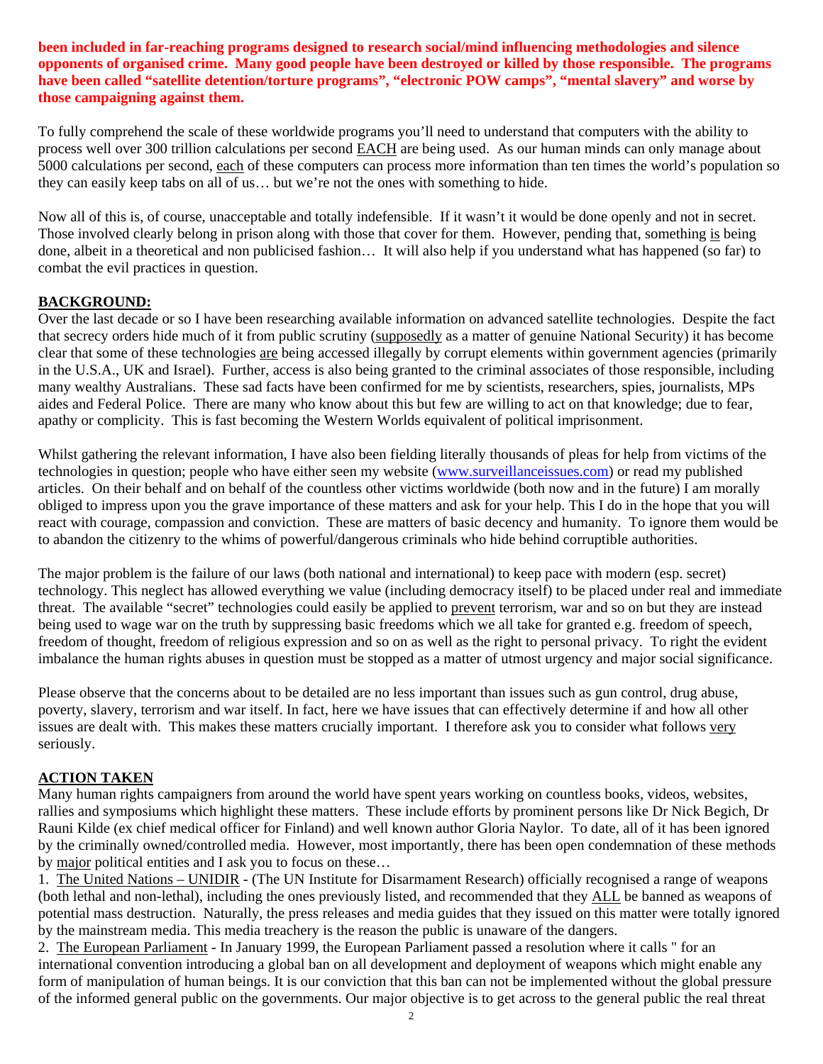**been included in far-reaching programs designed to research social/mind influencing methodologies and silence opponents of organised crime. Many good people have been destroyed or killed by those responsible. The programs have been called "satellite detention/torture programs", "electronic POW camps", "mental slavery" and worse by those campaigning against them.**

To fully comprehend the scale of these worldwide programs you'll need to understand that computers with the ability to process well over 300 trillion calculations per second EACH are being used. As our human minds can only manage about 5000 calculations per second, each of these computers can process more information than ten times the world's population so they can easily keep tabs on all of us… but we're not the ones with something to hide.

Now all of this is, of course, unacceptable and totally indefensible. If it wasn't it would be done openly and not in secret. Those involved clearly belong in prison along with those that cover for them. However, pending that, something is being done, albeit in a theoretical and non publicised fashion… It will also help if you understand what has happened (so far) to combat the evil practices in question.

## BACKGROUND:

Over the last decade or so I have been researching available information on advanced satellite technologies. Despite the fact that secrecy orders hide much of it from public scrutiny (supposedly as a matter of genuine National Security) it has become clear that some of these technologies are being accessed illegally by corrupt elements within government agencies (primarily in the U.S.A., UK and Israel). Further, access is also being granted to the criminal associates of those responsible, including many wealthy Australians. These sad facts have been confirmed for me by scientists, researchers, spies, journalists, MPs aides and Federal Police. There are many who know about this but few are willing to act on that knowledge; due to fear, apathy or complicity. This is fast becoming the Western Worlds equivalent of political imprisonment.

Whilst gathering the relevant information, I have also been fielding literally thousands of pleas for help from victims of the technologies in question; people who have either seen my website (www.surveillanceissues.com) or read my published articles. On their behalf and on behalf of the countless other victims worldwide (both now and in the future) I am morally obliged to impress upon you the grave importance of these matters and ask for your help. This I do in the hope that you will react with courage, compassion and conviction. These are matters of basic decency and humanity. To ignore them would be to abandon the citizenry to the whims of powerful/dangerous criminals who hide behind corruptible authorities.

The major problem is the failure of our laws (both national and international) to keep pace with modern (esp. secret) technology. This neglect has allowed everything we value (including democracy itself) to be placed under real and immediate threat. The available "secret" technologies could easily be applied to prevent terrorism, war and so on but they are instead being used to wage war on the truth by suppressing basic freedoms which we all take for granted e.g. freedom of speech, freedom of thought, freedom of religious expression and so on as well as the right to personal privacy. To right the evident imbalance the human rights abuses in question must be stopped as a matter of utmost urgency and major social significance.

Please observe that the concerns about to be detailed are no less important than issues such as gun control, drug abuse, poverty, slavery, terrorism and war itself. In fact, here we have issues that can effectively determine if and how all other issues are dealt with. This makes these matters crucially important. I therefore ask you to consider what follows very seriously.

## ACTION TAKEN

Many human rights campaigners from around the world have spent years working on countless books, videos, websites, rallies and symposiums which highlight these matters. These include efforts by prominent persons like Dr Nick Begich, Dr Rauni Kilde (ex chief medical officer for Finland) and well known author Gloria Naylor. To date, all of it has been ignored by the criminally owned/controlled media. However, most importantly, there has been open condemnation of these methods by major political entities and I ask you to focus on these…

1. The United Nations – UNIDIR - (The UN Institute for Disarmament Research) officially recognised a range of weapons (both lethal and non-lethal), including the ones previously listed, and recommended that they ALL be banned as weapons of potential mass destruction. Naturally, the press releases and media guides that they issued on this matter were totally ignored by the mainstream media. This media treachery is the reason the public is unaware of the dangers.
2. The European Parliament - In January 1999, the European Parliament passed a resolution where it calls " for an international convention introducing a global ban on all development and deployment of weapons which might enable any form of manipulation of human beings. It is our conviction that this ban can not be implemented without the global pressure of the informed general public on the governments. Our major objective is to get across to the general public the real threat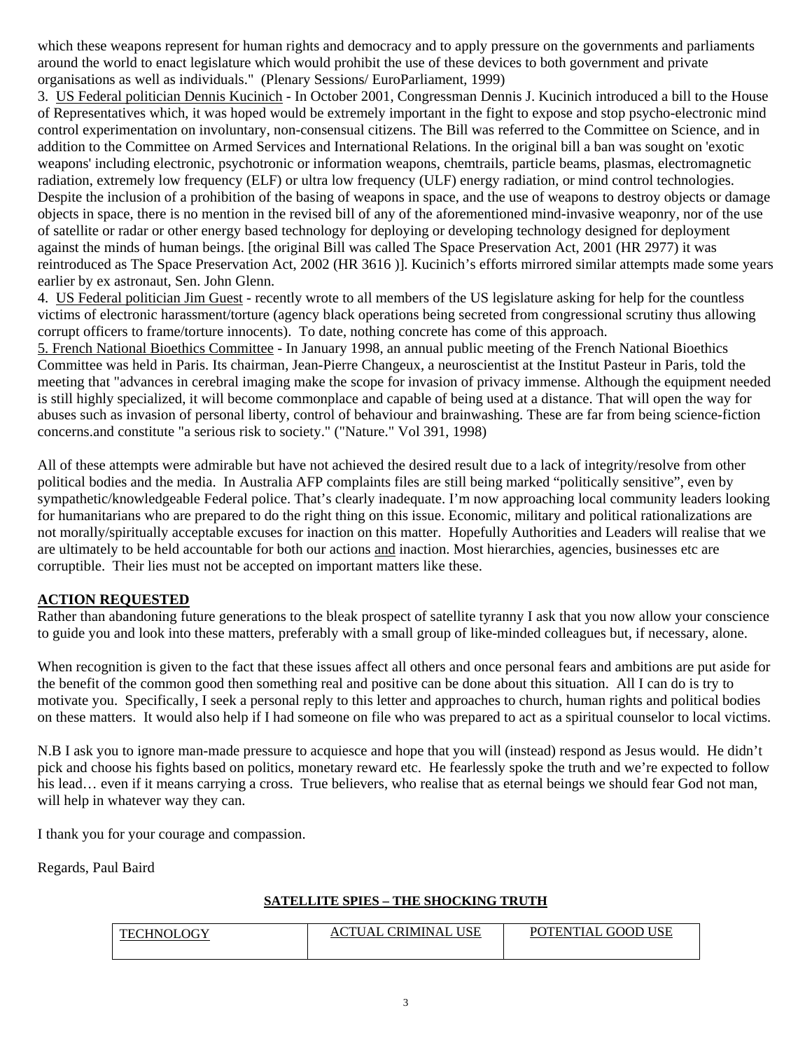which these weapons represent for human rights and democracy and to apply pressure on the governments and parliaments around the world to enact legislature which would prohibit the use of these devices to both government and private organisations as well as individuals." (Plenary Sessions/ EuroParliament, 1999)

3. <u>US Federal politician Dennis Kucinich</u> - In October 2001, Congressman Dennis J. Kucinich introduced a bill to the House of Representatives which, it was hoped would be extremely important in the fight to expose and stop psycho-electronic mind control experimentation on involuntary, non-consensual citizens. The Bill was referred to the Committee on Science, and in addition to the Committee on Armed Services and International Relations. In the original bill a ban was sought on 'exotic weapons' including electronic, psychotronic or information weapons, chemtrails, particle beams, plasmas, electromagnetic radiation, extremely low frequency (ELF) or ultra low frequency (ULF) energy radiation, or mind control technologies. Despite the inclusion of a prohibition of the basing of weapons in space, and the use of weapons to destroy objects or damage objects in space, there is no mention in the revised bill of any of the aforementioned mind-invasive weaponry, nor of the use of satellite or radar or other energy based technology for deploying or developing technology designed for deployment against the minds of human beings. [the original Bill was called The Space Preservation Act, 2001 (HR 2977) it was reintroduced as The Space Preservation Act, 2002 (HR 3616 )]. Kucinich's efforts mirrored similar attempts made some years earlier by ex astronaut, Sen. John Glenn.

4. <u>US Federal politician Jim Guest</u> - recently wrote to all members of the US legislature asking for help for the countless victims of electronic harassment/torture (agency black operations being secreted from congressional scrutiny thus allowing corrupt officers to frame/torture innocents). To date, nothing concrete has come of this approach.

5. <u>French National Bioethics Committee</u> - In January 1998, an annual public meeting of the French National Bioethics Committee was held in Paris. Its chairman, Jean-Pierre Changeux, a neuroscientist at the Institut Pasteur in Paris, told the meeting that "advances in cerebral imaging make the scope for invasion of privacy immense. Although the equipment needed is still highly specialized, it will become commonplace and capable of being used at a distance. That will open the way for abuses such as invasion of personal liberty, control of behaviour and brainwashing. These are far from being science-fiction concerns.and constitute "a serious risk to society." ("Nature." Vol 391, 1998)

All of these attempts were admirable but have not achieved the desired result due to a lack of integrity/resolve from other political bodies and the media. In Australia AFP complaints files are still being marked "politically sensitive", even by sympathetic/knowledgeable Federal police. That's clearly inadequate. I'm now approaching local community leaders looking for humanitarians who are prepared to do the right thing on this issue. Economic, military and political rationalizations are not morally/spiritually acceptable excuses for inaction on this matter. Hopefully Authorities and Leaders will realise that we are ultimately to be held accountable for both our actions <u>and</u> inaction. Most hierarchies, agencies, businesses etc are corruptible. Their lies must not be accepted on important matters like these.

## ACTION REQUESTED

Rather than abandoning future generations to the bleak prospect of satellite tyranny I ask that you now allow your conscience to guide you and look into these matters, preferably with a small group of like-minded colleagues but, if necessary, alone.

When recognition is given to the fact that these issues affect all others and once personal fears and ambitions are put aside for the benefit of the common good then something real and positive can be done about this situation. All I can do is try to motivate you. Specifically, I seek a personal reply to this letter and approaches to church, human rights and political bodies on these matters. It would also help if I had someone on file who was prepared to act as a spiritual counselor to local victims.

N.B I ask you to ignore man-made pressure to acquiesce and hope that you will (instead) respond as Jesus would. He didn't pick and choose his fights based on politics, monetary reward etc. He fearlessly spoke the truth and we're expected to follow his lead… even if it means carrying a cross. True believers, who realise that as eternal beings we should fear God not man, will help in whatever way they can.

I thank you for your courage and compassion.

Regards, Paul Baird

**SATELLITE SPIES – THE SHOCKING TRUTH**

| TECHNOLOGY | ACTUAL CRIMINAL USE | POTENTIAL GOOD USE |
|---|---|---|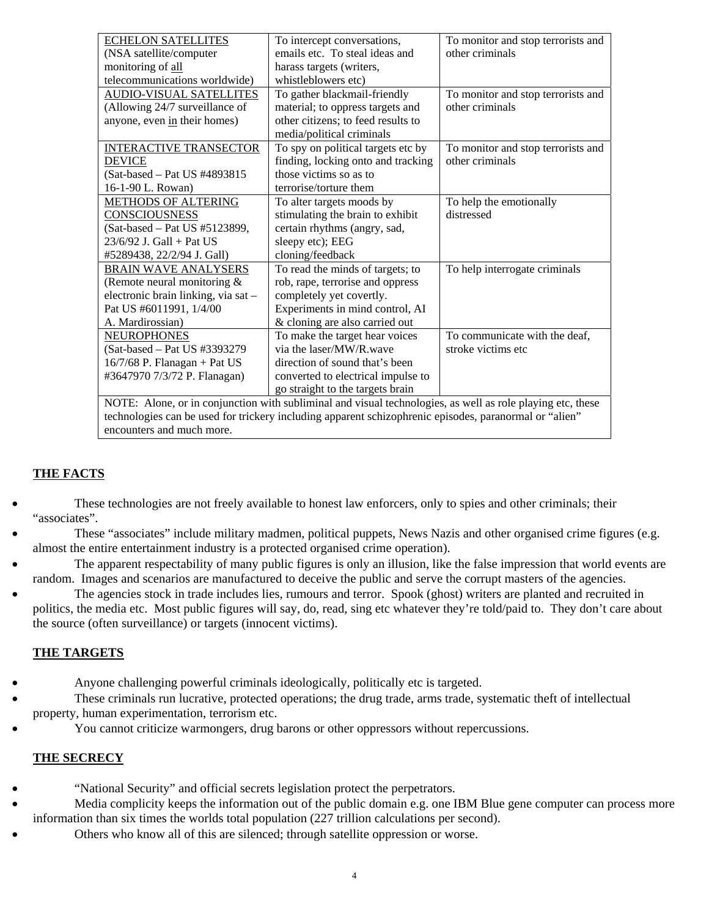| ECHELON SATELLITES (NSA satellite/computer monitoring of all telecommunications worldwide) | To intercept conversations, emails etc. To steal ideas and harass targets (writers, whistleblowers etc) | To monitor and stop terrorists and other criminals |
|---|---|---|
| AUDIO-VISUAL SATELLITES (Allowing 24/7 surveillance of anyone, even in their homes) | To gather blackmail-friendly material; to oppress targets and other citizens; to feed results to media/political criminals | To monitor and stop terrorists and other criminals |
| INTERACTIVE TRANSECTOR DEVICE (Sat-based – Pat US #4893815 16-1-90 L. Rowan) | To spy on political targets etc by finding, locking onto and tracking those victims so as to terrorise/torture them | To monitor and stop terrorists and other criminals |
| METHODS OF ALTERING CONSCIOUSNESS (Sat-based – Pat US #5123899, 23/6/92 J. Gall + Pat US #5289438, 22/2/94 J. Gall) | To alter targets moods by stimulating the brain to exhibit certain rhythms (angry, sad, sleepy etc); EEG cloning/feedback | To help the emotionally distressed |
| BRAIN WAVE ANALYSERS (Remote neural monitoring & electronic brain linking, via sat – Pat US #6011991, 1/4/00 A. Mardirossian) | To read the minds of targets; to rob, rape, terrorise and oppress completely yet covertly. Experiments in mind control, AI & cloning are also carried out | To help interrogate criminals |
| NEUROPHONES (Sat-based – Pat US #3393279 16/7/68 P. Flanagan + Pat US #3647970 7/3/72 P. Flanagan) | To make the target hear voices via the laser/MW/R.wave direction of sound that's been converted to electrical impulse to go straight to the targets brain | To communicate with the deaf, stroke victims etc |
| NOTE: Alone, or in conjunction with subliminal and visual technologies, as well as role playing etc, these technologies can be used for trickery including apparent schizophrenic episodes, paranormal or "alien" encounters and much more. | | |

**THE FACTS**

- These technologies are not freely available to honest law enforcers, only to spies and other criminals; their "associates".
- These "associates" include military madmen, political puppets, News Nazis and other organised crime figures (e.g. almost the entire entertainment industry is a protected organised crime operation).
- The apparent respectability of many public figures is only an illusion, like the false impression that world events are random. Images and scenarios are manufactured to deceive the public and serve the corrupt masters of the agencies.
- The agencies stock in trade includes lies, rumours and terror. Spook (ghost) writers are planted and recruited in politics, the media etc. Most public figures will say, do, read, sing etc whatever they're told/paid to. They don't care about the source (often surveillance) or targets (innocent victims).

**THE TARGETS**

- Anyone challenging powerful criminals ideologically, politically etc is targeted.
- These criminals run lucrative, protected operations; the drug trade, arms trade, systematic theft of intellectual property, human experimentation, terrorism etc.
- You cannot criticize warmongers, drug barons or other oppressors without repercussions.

**THE SECRECY**

- "National Security" and official secrets legislation protect the perpetrators.
- Media complicity keeps the information out of the public domain e.g. one IBM Blue gene computer can process more information than six times the worlds total population (227 trillion calculations per second).
- Others who know all of this are silenced; through satellite oppression or worse.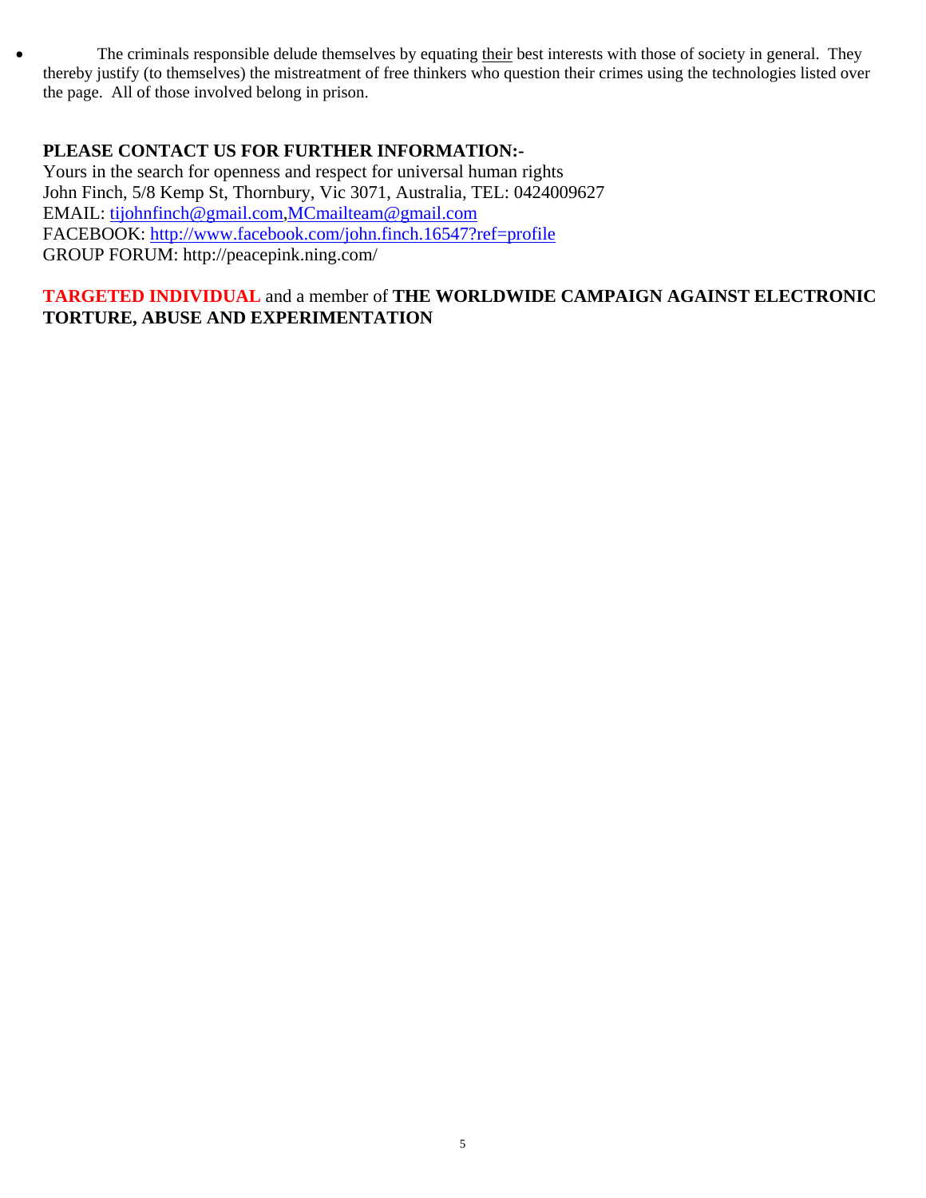- The criminals responsible delude themselves by equating their best interests with those of society in general. They thereby justify (to themselves) the mistreatment of free thinkers who question their crimes using the technologies listed over the page. All of those involved belong in prison.

**PLEASE CONTACT US FOR FURTHER INFORMATION:-**

Yours in the search for openness and respect for universal human rights
John Finch, 5/8 Kemp St, Thornbury, Vic 3071, Australia, TEL: 0424009627
EMAIL: tijohnfinch@gmail.com,MCmailteam@gmail.com
FACEBOOK: http://www.facebook.com/john.finch.16547?ref=profile
GROUP FORUM: http://peacepink.ning.com/

**TARGETED INDIVIDUAL** and a member of **THE WORLDWIDE CAMPAIGN AGAINST ELECTRONIC TORTURE, ABUSE AND EXPERIMENTATION**